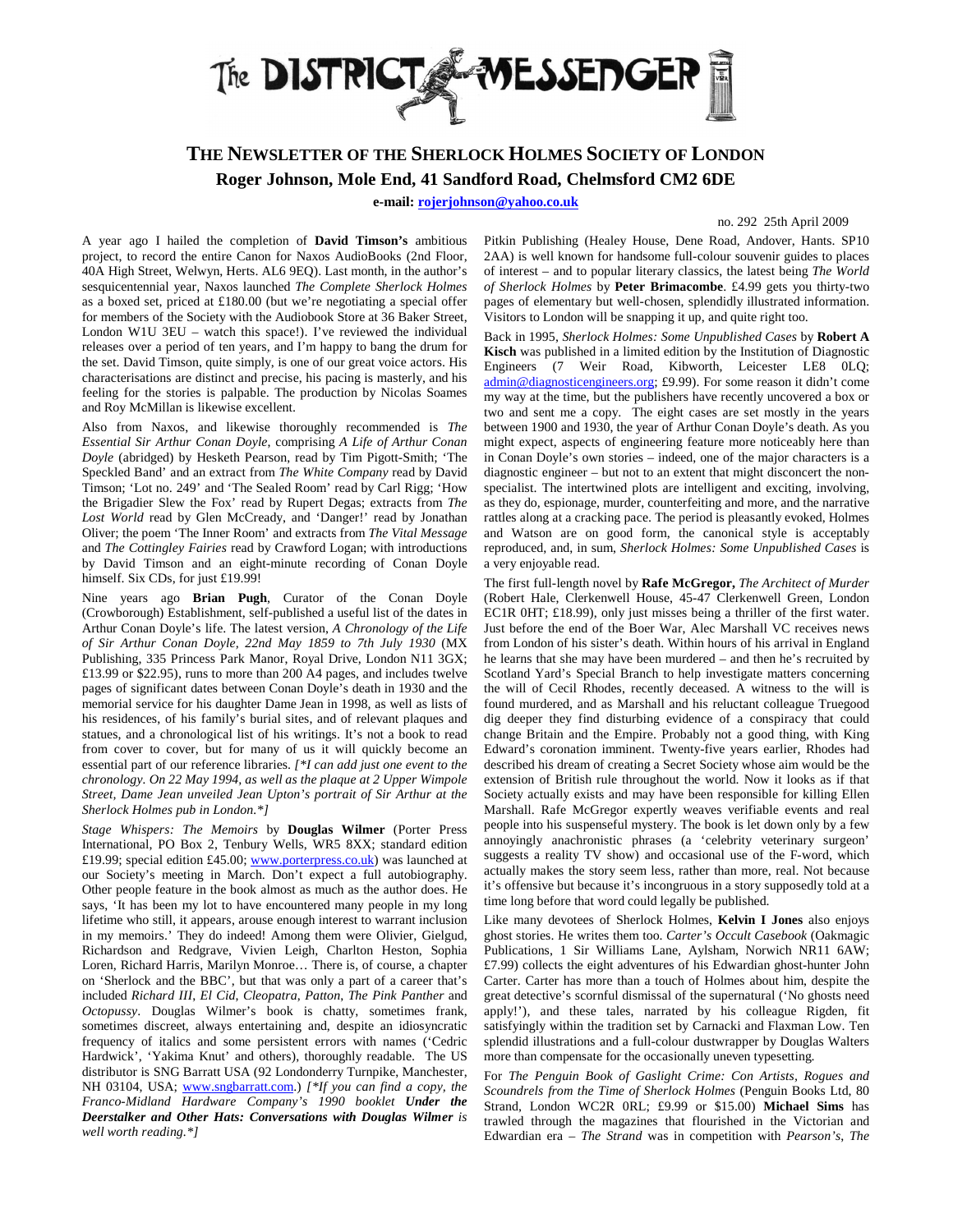# The DISTRICT MESSENGER

## THE NEWSLETTER OF THE SHERLOCK HOLMES SOCIETY OF LONDON

**Roger Johnson, Mole End, 41 Sandford Road, Chelmsford CM2 6DE**

**e-mail: rojerjohnson@yahoo.co.uk**

no. 292 25th April 2009

A year ago I hailed the completion of **David Timson's** ambitious project, to record the entire Canon for Naxos AudioBooks (2nd Floor, 40A High Street, Welwyn, Herts. AL6 9EQ). Last month, in the author's sesquicentennial year, Naxos launched *The Complete Sherlock Holmes* as a boxed set, priced at £180.00 (but we're negotiating a special offer for members of the Society with the Audiobook Store at 36 Baker Street, London W1U 3EU – watch this space!). I've reviewed the individual releases over a period of ten years, and I'm happy to bang the drum for the set. David Timson, quite simply, is one of our great voice actors. His characterisations are distinct and precise, his pacing is masterly, and his feeling for the stories is palpable. The production by Nicolas Soames and Roy McMillan is likewise excellent.

Also from Naxos, and likewise thoroughly recommended is *The Essential Sir Arthur Conan Doyle,* comprising *A Life of Arthur Conan Doyle* (abridged) by Hesketh Pearson, read by Tim Pigott-Smith; 'The Speckled Band' and an extract from *The White Company* read by David Timson; 'Lot no. 249' and 'The Sealed Room' read by Carl Rigg; 'How the Brigadier Slew the Fox' read by Rupert Degas; extracts from *The Lost World* read by Glen McCready, and 'Danger!' read by Jonathan Oliver; the poem 'The Inner Room' and extracts from *The Vital Message* and *The Cottingley Fairies* read by Crawford Logan; with introductions by David Timson and an eight-minute recording of Conan Doyle himself. Six CDs, for just £19.99!

Nine years ago **Brian Pugh**, Curator of the Conan Doyle (Crowborough) Establishment, self-published a useful list of the dates in Arthur Conan Doyle's life. The latest version, *A Chronology of the Life of Sir Arthur Conan Doyle, 22nd May 1859 to 7th July 1930* (MX Publishing, 335 Princess Park Manor, Royal Drive, London N11 3GX; £13.99 or $22.95), runs to more than 200 A4 pages, and includes twelve pages of significant dates between Conan Doyle's death in 1930 and the memorial service for his daughter Dame Jean in 1998, as well as lists of his residences, of his family's burial sites, and of relevant plaques and statues, and a chronological list of his writings. It's not a book to read from cover to cover, but for many of us it will quickly become an essential part of our reference libraries. *[\*I can add just one event to the chronology. On 22 May 1994, as well as the plaque at 2 Upper Wimpole Street, Dame Jean unveiled Jean Upton's portrait of Sir Arthur at the Sherlock Holmes pub in London.\*]*

*Stage Whispers: The Memoirs* by **Douglas Wilmer** (Porter Press International, PO Box 2, Tenbury Wells, WR5 8XX; standard edition £19.99; special edition £45.00; www.porterpress.co.uk) was launched at our Society's meeting in March. Don't expect a full autobiography. Other people feature in the book almost as much as the author does. He says, 'It has been my lot to have encountered many people in my long lifetime who still, it appears, arouse enough interest to warrant inclusion in my memoirs.' They do indeed! Among them were Olivier, Gielgud, Richardson and Redgrave, Vivien Leigh, Charlton Heston, Sophia Loren, Richard Harris, Marilyn Monroe… There is, of course, a chapter on 'Sherlock and the BBC', but that was only a part of a career that's included *Richard III*, *El Cid*, *Cleopatra*, *Patton*, *The Pink Panther* and *Octopussy*. Douglas Wilmer's book is chatty, sometimes frank, sometimes discreet, always entertaining and, despite an idiosyncratic frequency of italics and some persistent errors with names ('Cedric Hardwick', 'Yakima Knut' and others), thoroughly readable. The US distributor is SNG Barratt USA (92 Londonderry Turnpike, Manchester, NH 03104, USA; www.sngbarratt.com.) *[\*If you can find a copy, the Franco-Midland Hardware Company's 1990 booklet **Under the Deerstalker and Other Hats: Conversations with Douglas Wilmer** is well worth reading.\*]*

Pitkin Publishing (Healey House, Dene Road, Andover, Hants. SP10 2AA) is well known for handsome full-colour souvenir guides to places of interest – and to popular literary classics, the latest being *The World of Sherlock Holmes* by **Peter Brimacombe**. £4.99 gets you thirty-two pages of elementary but well-chosen, splendidly illustrated information. Visitors to London will be snapping it up, and quite right too.

Back in 1995, *Sherlock Holmes: Some Unpublished Cases* by **Robert A Kisch** was published in a limited edition by the Institution of Diagnostic Engineers (7 Weir Road, Kibworth, Leicester LE8 0LQ; admin@diagnosticengineers.org; £9.99). For some reason it didn't come my way at the time, but the publishers have recently uncovered a box or two and sent me a copy. The eight cases are set mostly in the years between 1900 and 1930, the year of Arthur Conan Doyle's death. As you might expect, aspects of engineering feature more noticeably here than in Conan Doyle's own stories – indeed, one of the major characters is a diagnostic engineer – but not to an extent that might disconcert the non-specialist. The intertwined plots are intelligent and exciting, involving, as they do, espionage, murder, counterfeiting and more, and the narrative rattles along at a cracking pace. The period is pleasantly evoked, Holmes and Watson are on good form, the canonical style is acceptably reproduced, and, in sum, *Sherlock Holmes: Some Unpublished Cases* is a very enjoyable read.

The first full-length novel by **Rafe McGregor,** *The Architect of Murder* (Robert Hale, Clerkenwell House, 45-47 Clerkenwell Green, London EC1R 0HT; £18.99), only just misses being a thriller of the first water. Just before the end of the Boer War, Alec Marshall VC receives news from London of his sister's death. Within hours of his arrival in England he learns that she may have been murdered – and then he's recruited by Scotland Yard's Special Branch to help investigate matters concerning the will of Cecil Rhodes, recently deceased. A witness to the will is found murdered, and as Marshall and his reluctant colleague Truegood dig deeper they find disturbing evidence of a conspiracy that could change Britain and the Empire. Probably not a good thing, with King Edward's coronation imminent. Twenty-five years earlier, Rhodes had described his dream of creating a Secret Society whose aim would be the extension of British rule throughout the world. Now it looks as if that Society actually exists and may have been responsible for killing Ellen Marshall. Rafe McGregor expertly weaves verifiable events and real people into his suspenseful mystery. The book is let down only by a few annoyingly anachronistic phrases (a 'celebrity veterinary surgeon' suggests a reality TV show) and occasional use of the F-word, which actually makes the story seem less, rather than more, real. Not because it's offensive but because it's incongruous in a story supposedly told at a time long before that word could legally be published.

Like many devotees of Sherlock Holmes, **Kelvin I Jones** also enjoys ghost stories. He writes them too. *Carter's Occult Casebook* (Oakmagic Publications, 1 Sir Williams Lane, Aylsham, Norwich NR11 6AW; £7.99) collects the eight adventures of his Edwardian ghost-hunter John Carter. Carter has more than a touch of Holmes about him, despite the great detective's scornful dismissal of the supernatural ('No ghosts need apply!'), and these tales, narrated by his colleague Rigden, fit satisfyingly within the tradition set by Carnacki and Flaxman Low. Ten splendid illustrations and a full-colour dustwrapper by Douglas Walters more than compensate for the occasionally uneven typesetting.

For *The Penguin Book of Gaslight Crime: Con Artists, Rogues and Scoundrels from the Time of Sherlock Holmes* (Penguin Books Ltd, 80 Strand, London WC2R 0RL; £9.99 or $15.00) **Michael Sims** has trawled through the magazines that flourished in the Victorian and Edwardian era – *The Strand* was in competition with *Pearson's*, *The*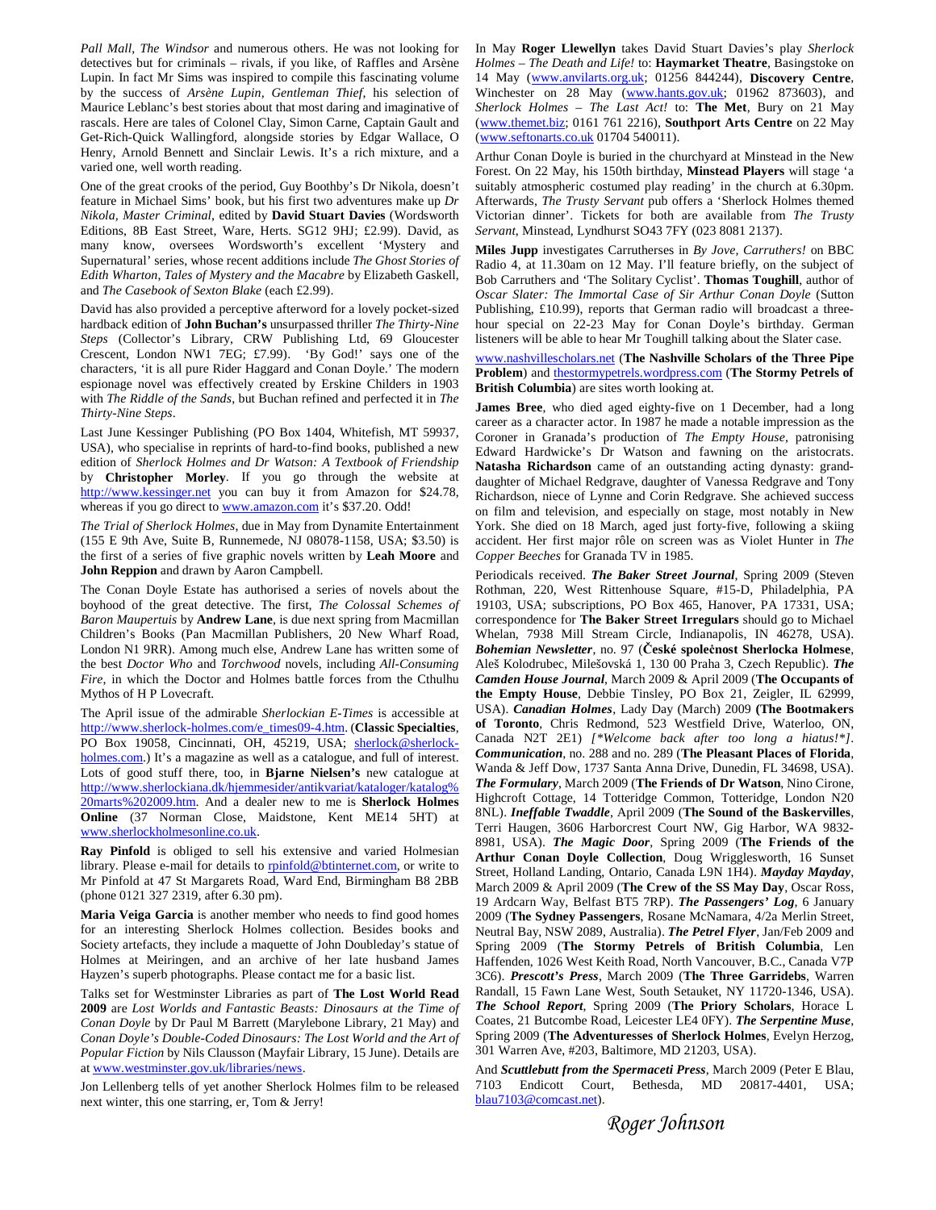*Pall Mall*, *The Windsor* and numerous others. He was not looking for detectives but for criminals – rivals, if you like, of Raffles and Arsène Lupin. In fact Mr Sims was inspired to compile this fascinating volume by the success of *Arsène Lupin, Gentleman Thief*, his selection of Maurice Leblanc's best stories about that most daring and imaginative of rascals. Here are tales of Colonel Clay, Simon Carne, Captain Gault and Get-Rich-Quick Wallingford, alongside stories by Edgar Wallace, O Henry, Arnold Bennett and Sinclair Lewis. It's a rich mixture, and a varied one, well worth reading.

One of the great crooks of the period, Guy Boothby's Dr Nikola, doesn't feature in Michael Sims' book, but his first two adventures make up *Dr Nikola, Master Criminal*, edited by **David Stuart Davies** (Wordsworth Editions, 8B East Street, Ware, Herts. SG12 9HJ; £2.99). David, as many know, oversees Wordsworth's excellent 'Mystery and Supernatural' series, whose recent additions include *The Ghost Stories of Edith Wharton*, *Tales of Mystery and the Macabre* by Elizabeth Gaskell, and *The Casebook of Sexton Blake* (each £2.99).

David has also provided a perceptive afterword for a lovely pocket-sized hardback edition of **John Buchan's** unsurpassed thriller *The Thirty-Nine Steps* (Collector's Library, CRW Publishing Ltd, 69 Gloucester Crescent, London NW1 7EG; £7.99). 'By God!' says one of the characters, 'it is all pure Rider Haggard and Conan Doyle.' The modern espionage novel was effectively created by Erskine Childers in 1903 with *The Riddle of the Sands*, but Buchan refined and perfected it in *The Thirty-Nine Steps*.

Last June Kessinger Publishing (PO Box 1404, Whitefish, MT 59937, USA), who specialise in reprints of hard-to-find books, published a new edition of *Sherlock Holmes and Dr Watson: A Textbook of Friendship* by **Christopher Morley**. If you go through the website at http://www.kessinger.net you can buy it from Amazon for $24.78, whereas if you go direct to www.amazon.com it's $37.20. Odd!

*The Trial of Sherlock Holmes*, due in May from Dynamite Entertainment (155 E 9th Ave, Suite B, Runnemede, NJ 08078-1158, USA; $3.50) is the first of a series of five graphic novels written by **Leah Moore** and **John Reppion** and drawn by Aaron Campbell.

The Conan Doyle Estate has authorised a series of novels about the boyhood of the great detective. The first, *The Colossal Schemes of Baron Maupertuis* by **Andrew Lane**, is due next spring from Macmillan Children's Books (Pan Macmillan Publishers, 20 New Wharf Road, London N1 9RR). Among much else, Andrew Lane has written some of the best *Doctor Who* and *Torchwood* novels, including *All-Consuming Fire*, in which the Doctor and Holmes battle forces from the Cthulhu Mythos of H P Lovecraft.

The April issue of the admirable *Sherlockian E-Times* is accessible at http://www.sherlock-holmes.com/e_times09-4.htm. (**Classic Specialties**, PO Box 19058, Cincinnati, OH, 45219, USA; sherlock@sherlock-holmes.com.) It's a magazine as well as a catalogue, and full of interest. Lots of good stuff there, too, in **Bjarne Nielsen's** new catalogue at http://www.sherlockiana.dk/hjemmesider/antikvariat/kataloger/katalog%20marts%202009.htm. And a dealer new to me is **Sherlock Holmes Online** (37 Norman Close, Maidstone, Kent ME14 5HT) at www.sherlockholmesonline.co.uk.

**Ray Pinfold** is obliged to sell his extensive and varied Holmesian library. Please e-mail for details to rpinfold@btinternet.com, or write to Mr Pinfold at 47 St Margarets Road, Ward End, Birmingham B8 2BB (phone 0121 327 2319, after 6.30 pm).

**Maria Veiga Garcia** is another member who needs to find good homes for an interesting Sherlock Holmes collection. Besides books and Society artefacts, they include a maquette of John Doubleday's statue of Holmes at Meiringen, and an archive of her late husband James Hayzen's superb photographs. Please contact me for a basic list.

Talks set for Westminster Libraries as part of **The Lost World Read 2009** are *Lost Worlds and Fantastic Beasts: Dinosaurs at the Time of Conan Doyle* by Dr Paul M Barrett (Marylebone Library, 21 May) and *Conan Doyle's Double-Coded Dinosaurs: The Lost World and the Art of Popular Fiction* by Nils Clausson (Mayfair Library, 15 June). Details are at www.westminster.gov.uk/libraries/news.

Jon Lellenberg tells of yet another Sherlock Holmes film to be released next winter, this one starring, er, Tom & Jerry!

In May **Roger Llewellyn** takes David Stuart Davies's play *Sherlock Holmes – The Death and Life!* to: **Haymarket Theatre**, Basingstoke on 14 May (www.anvilarts.org.uk; 01256 844244), **Discovery Centre**, Winchester on 28 May (www.hants.gov.uk; 01962 873603), and *Sherlock Holmes – The Last Act!* to: **The Met**, Bury on 21 May (www.themet.biz; 0161 761 2216), **Southport Arts Centre** on 22 May (www.seftonarts.co.uk 01704 540011).

Arthur Conan Doyle is buried in the churchyard at Minstead in the New Forest. On 22 May, his 150th birthday, **Minstead Players** will stage 'a suitably atmospheric costumed play reading' in the church at 6.30pm. Afterwards, *The Trusty Servant* pub offers a 'Sherlock Holmes themed Victorian dinner'. Tickets for both are available from *The Trusty Servant*, Minstead, Lyndhurst SO43 7FY (023 8081 2137).

**Miles Jupp** investigates Carrutherses in *By Jove, Carruthers!* on BBC Radio 4, at 11.30am on 12 May. I'll feature briefly, on the subject of Bob Carruthers and 'The Solitary Cyclist'. **Thomas Toughill**, author of *Oscar Slater: The Immortal Case of Sir Arthur Conan Doyle* (Sutton Publishing, £10.99), reports that German radio will broadcast a three-hour special on 22-23 May for Conan Doyle's birthday. German listeners will be able to hear Mr Toughill talking about the Slater case.

www.nashvillescholars.net (**The Nashville Scholars of the Three Pipe Problem**) and thestormypetrels.wordpress.com (**The Stormy Petrels of British Columbia**) are sites worth looking at.

**James Bree**, who died aged eighty-five on 1 December, had a long career as a character actor. In 1987 he made a notable impression as the Coroner in Granada's production of *The Empty House*, patronising Edward Hardwicke's Dr Watson and fawning on the aristocrats. **Natasha Richardson** came of an outstanding acting dynasty: granddaughter of Michael Redgrave, daughter of Vanessa Redgrave and Tony Richardson, niece of Lynne and Corin Redgrave. She achieved success on film and television, and especially on stage, most notably in New York. She died on 18 March, aged just forty-five, following a skiing accident. Her first major rôle on screen was as Violet Hunter in *The Copper Beeches* for Granada TV in 1985.

Periodicals received. ***The Baker Street Journal***, Spring 2009 (Steven Rothman, 220, West Rittenhouse Square, #15-D, Philadelphia, PA 19103, USA; subscriptions, PO Box 465, Hanover, PA 17331, USA; correspondence for **The Baker Street Irregulars** should go to Michael Whelan, 7938 Mill Stream Circle, Indianapolis, IN 46278, USA). ***Bohemian Newsletter***, no. 97 (**České společnost Sherlocka Holmese**, Aleš Kolodrubec, Milešovská 1, 130 00 Praha 3, Czech Republic). ***The Camden House Journal***, March 2009 & April 2009 (**The Occupants of the Empty House**, Debbie Tinsley, PO Box 21, Zeigler, IL 62999, USA). ***Canadian Holmes***, Lady Day (March) 2009 (**The Bootmakers of Toronto**, Chris Redmond, 523 Westfield Drive, Waterloo, ON, Canada N2T 2E1) *[\*Welcome back after too long a hiatus!\*]*. ***Communication***, no. 288 and no. 289 (**The Pleasant Places of Florida**, Wanda & Jeff Dow, 1737 Santa Anna Drive, Dunedin, FL 34698, USA). ***The Formulary***, March 2009 (**The Friends of Dr Watson**, Nino Cirone, Highcroft Cottage, 14 Totteridge Common, Totteridge, London N20 8NL). ***Ineffable Twaddle***, April 2009 (**The Sound of the Baskervilles**, Terri Haugen, 3606 Harborcrest Court NW, Gig Harbor, WA 9832-8981, USA). ***The Magic Door***, Spring 2009 (**The Friends of the Arthur Conan Doyle Collection**, Doug Wrigglesworth, 16 Sunset Street, Holland Landing, Ontario, Canada L9N 1H4). ***Mayday Mayday***, March 2009 & April 2009 (**The Crew of the SS May Day**, Oscar Ross, 19 Ardcarn Way, Belfast BT5 7RP). ***The Passengers' Log***, 6 January 2009 (**The Sydney Passengers**, Rosane McNamara, 4/2a Merlin Street, Neutral Bay, NSW 2089, Australia). ***The Petrel Flyer***, Jan/Feb 2009 and Spring 2009 (**The Stormy Petrels of British Columbia**, Len Haffenden, 1026 West Keith Road, North Vancouver, B.C., Canada V7P 3C6). ***Prescott's Press***, March 2009 (**The Three Garridebs**, Warren Randall, 15 Fawn Lane West, South Setauket, NY 11720-1346, USA). ***The School Report***, Spring 2009 (**The Priory Scholars**, Horace L Coates, 21 Butcombe Road, Leicester LE4 0FY). ***The Serpentine Muse***, Spring 2009 (**The Adventuresses of Sherlock Holmes**, Evelyn Herzog, 301 Warren Ave, #203, Baltimore, MD 21203, USA).

And ***Scuttlebutt from the Spermaceti Press***, March 2009 (Peter E Blau, 7103 Endicott Court, Bethesda, MD 20817-4401, USA; blau7103@comcast.net).

*Roger Johnson*